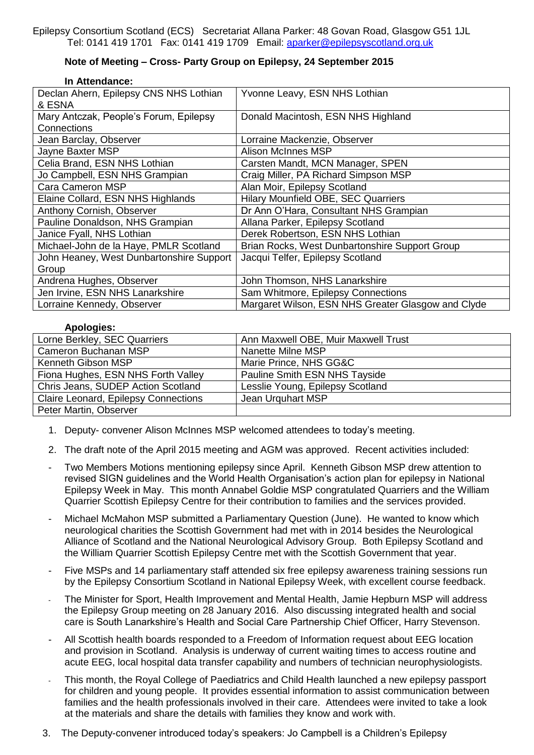Epilepsy Consortium Scotland (ECS) Secretariat Allana Parker: 48 Govan Road, Glasgow G51 1JL
Tel: 0141 419 1701 Fax: 0141 419 1709 Email: aparker@epilepsyscotland.org.uk

## Note of Meeting – Cross- Party Group on Epilepsy, 24 September 2015

**In Attendance:**

| | |
|---|---|
| Declan Ahern, Epilepsy CNS NHS Lothian & ESNA | Yvonne Leavy, ESN NHS Lothian |
| Mary Antczak, People's Forum, Epilepsy Connections | Donald Macintosh, ESN NHS Highland |
| Jean Barclay, Observer | Lorraine Mackenzie, Observer |
| Jayne Baxter MSP | Alison McInnes MSP |
| Celia Brand, ESN NHS Lothian | Carsten Mandt, MCN Manager, SPEN |
| Jo Campbell, ESN NHS Grampian | Craig Miller, PA Richard Simpson MSP |
| Cara Cameron MSP | Alan Moir, Epilepsy Scotland |
| Elaine Collard, ESN NHS Highlands | Hilary Mounfield OBE, SEC Quarriers |
| Anthony Cornish, Observer | Dr Ann O'Hara, Consultant NHS Grampian |
| Pauline Donaldson, NHS Grampian | Allana Parker, Epilepsy Scotland |
| Janice Fyall, NHS Lothian | Derek Robertson, ESN NHS Lothian |
| Michael-John de la Haye, PMLR Scotland | Brian Rocks, West Dunbartonshire Support Group |
| John Heaney, West Dunbartonshire Support Group | Jacqui Telfer, Epilepsy Scotland |
| Andrena Hughes, Observer | John Thomson, NHS Lanarkshire |
| Jen Irvine, ESN NHS Lanarkshire | Sam Whitmore, Epilepsy Connections |
| Lorraine Kennedy, Observer | Margaret Wilson, ESN NHS Greater Glasgow and Clyde |

**Apologies:**

| | |
|---|---|
| Lorne Berkley, SEC Quarriers | Ann Maxwell OBE, Muir Maxwell Trust |
| Cameron Buchanan MSP | Nanette Milne MSP |
| Kenneth Gibson MSP | Marie Prince, NHS GG&C |
| Fiona Hughes, ESN NHS Forth Valley | Pauline Smith ESN NHS Tayside |
| Chris Jeans, SUDEP Action Scotland | Lesslie Young, Epilepsy Scotland |
| Claire Leonard, Epilepsy Connections | Jean Urquhart MSP |
| Peter Martin, Observer | |

1. Deputy- convener Alison McInnes MSP welcomed attendees to today's meeting.

2. The draft note of the April 2015 meeting and AGM was approved. Recent activities included:

- Two Members Motions mentioning epilepsy since April. Kenneth Gibson MSP drew attention to revised SIGN guidelines and the World Health Organisation's action plan for epilepsy in National Epilepsy Week in May. This month Annabel Goldie MSP congratulated Quarriers and the William Quarrier Scottish Epilepsy Centre for their contribution to families and the services provided.
- Michael McMahon MSP submitted a Parliamentary Question (June). He wanted to know which neurological charities the Scottish Government had met with in 2014 besides the Neurological Alliance of Scotland and the National Neurological Advisory Group. Both Epilepsy Scotland and the William Quarrier Scottish Epilepsy Centre met with the Scottish Government that year.
- Five MSPs and 14 parliamentary staff attended six free epilepsy awareness training sessions run by the Epilepsy Consortium Scotland in National Epilepsy Week, with excellent course feedback.
- The Minister for Sport, Health Improvement and Mental Health, Jamie Hepburn MSP will address the Epilepsy Group meeting on 28 January 2016. Also discussing integrated health and social care is South Lanarkshire's Health and Social Care Partnership Chief Officer, Harry Stevenson.
- All Scottish health boards responded to a Freedom of Information request about EEG location and provision in Scotland. Analysis is underway of current waiting times to access routine and acute EEG, local hospital data transfer capability and numbers of technician neurophysiologists.
- This month, the Royal College of Paediatrics and Child Health launched a new epilepsy passport for children and young people. It provides essential information to assist communication between families and the health professionals involved in their care. Attendees were invited to take a look at the materials and share the details with families they know and work with.

3. The Deputy-convener introduced today's speakers: Jo Campbell is a Children's Epilepsy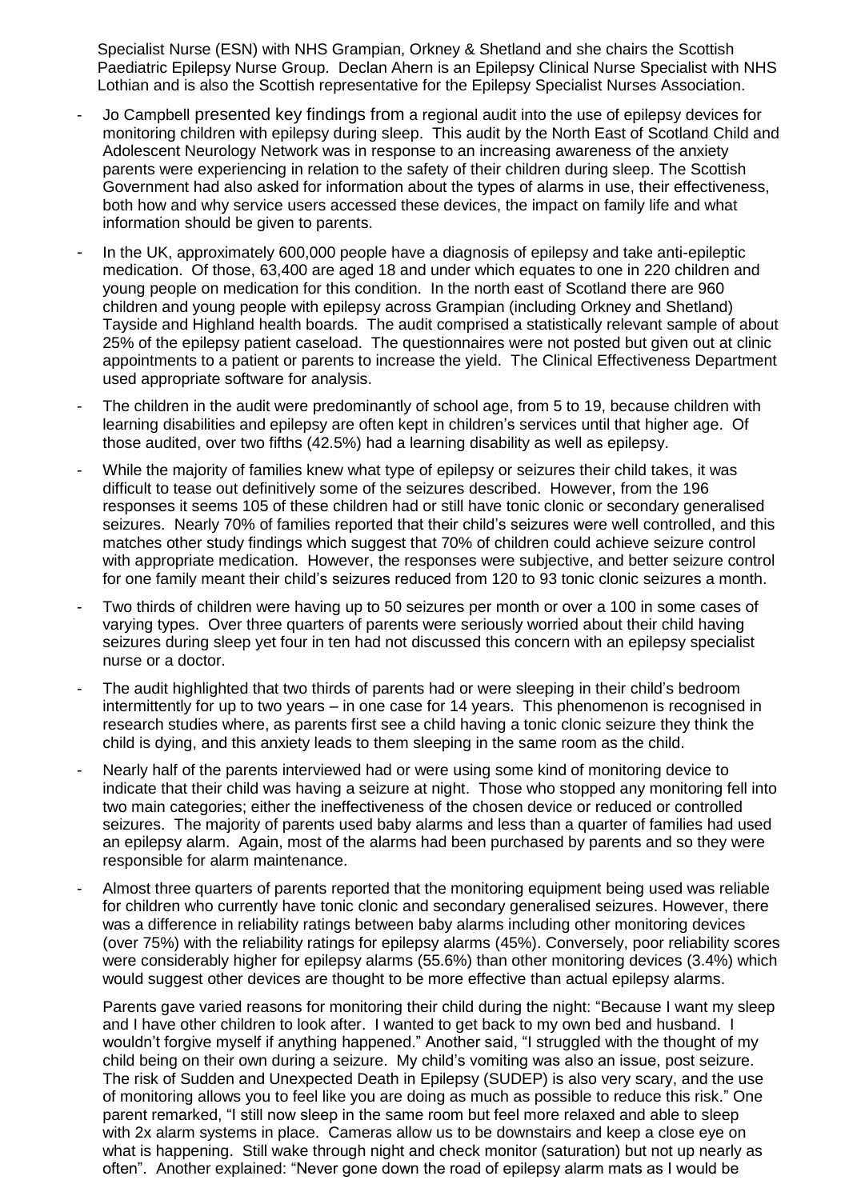Specialist Nurse (ESN) with NHS Grampian, Orkney & Shetland and she chairs the Scottish Paediatric Epilepsy Nurse Group. Declan Ahern is an Epilepsy Clinical Nurse Specialist with NHS Lothian and is also the Scottish representative for the Epilepsy Specialist Nurses Association.

- Jo Campbell presented key findings from a regional audit into the use of epilepsy devices for monitoring children with epilepsy during sleep. This audit by the North East of Scotland Child and Adolescent Neurology Network was in response to an increasing awareness of the anxiety parents were experiencing in relation to the safety of their children during sleep. The Scottish Government had also asked for information about the types of alarms in use, their effectiveness, both how and why service users accessed these devices, the impact on family life and what information should be given to parents.
- In the UK, approximately 600,000 people have a diagnosis of epilepsy and take anti-epileptic medication. Of those, 63,400 are aged 18 and under which equates to one in 220 children and young people on medication for this condition. In the north east of Scotland there are 960 children and young people with epilepsy across Grampian (including Orkney and Shetland) Tayside and Highland health boards. The audit comprised a statistically relevant sample of about 25% of the epilepsy patient caseload. The questionnaires were not posted but given out at clinic appointments to a patient or parents to increase the yield. The Clinical Effectiveness Department used appropriate software for analysis.
- The children in the audit were predominantly of school age, from 5 to 19, because children with learning disabilities and epilepsy are often kept in children's services until that higher age. Of those audited, over two fifths (42.5%) had a learning disability as well as epilepsy.
- While the majority of families knew what type of epilepsy or seizures their child takes, it was difficult to tease out definitively some of the seizures described. However, from the 196 responses it seems 105 of these children had or still have tonic clonic or secondary generalised seizures. Nearly 70% of families reported that their child's seizures were well controlled, and this matches other study findings which suggest that 70% of children could achieve seizure control with appropriate medication. However, the responses were subjective, and better seizure control for one family meant their child's seizures reduced from 120 to 93 tonic clonic seizures a month.
- Two thirds of children were having up to 50 seizures per month or over a 100 in some cases of varying types. Over three quarters of parents were seriously worried about their child having seizures during sleep yet four in ten had not discussed this concern with an epilepsy specialist nurse or a doctor.
- The audit highlighted that two thirds of parents had or were sleeping in their child's bedroom intermittently for up to two years – in one case for 14 years. This phenomenon is recognised in research studies where, as parents first see a child having a tonic clonic seizure they think the child is dying, and this anxiety leads to them sleeping in the same room as the child.
- Nearly half of the parents interviewed had or were using some kind of monitoring device to indicate that their child was having a seizure at night. Those who stopped any monitoring fell into two main categories; either the ineffectiveness of the chosen device or reduced or controlled seizures. The majority of parents used baby alarms and less than a quarter of families had used an epilepsy alarm. Again, most of the alarms had been purchased by parents and so they were responsible for alarm maintenance.
- Almost three quarters of parents reported that the monitoring equipment being used was reliable for children who currently have tonic clonic and secondary generalised seizures. However, there was a difference in reliability ratings between baby alarms including other monitoring devices (over 75%) with the reliability ratings for epilepsy alarms (45%). Conversely, poor reliability scores were considerably higher for epilepsy alarms (55.6%) than other monitoring devices (3.4%) which would suggest other devices are thought to be more effective than actual epilepsy alarms.

  Parents gave varied reasons for monitoring their child during the night: "Because I want my sleep and I have other children to look after. I wanted to get back to my own bed and husband. I wouldn't forgive myself if anything happened." Another said, "I struggled with the thought of my child being on their own during a seizure. My child's vomiting was also an issue, post seizure. The risk of Sudden and Unexpected Death in Epilepsy (SUDEP) is also very scary, and the use of monitoring allows you to feel like you are doing as much as possible to reduce this risk." One parent remarked, "I still now sleep in the same room but feel more relaxed and able to sleep with 2x alarm systems in place. Cameras allow us to be downstairs and keep a close eye on what is happening. Still wake through night and check monitor (saturation) but not up nearly as often". Another explained: "Never gone down the road of epilepsy alarm mats as I would be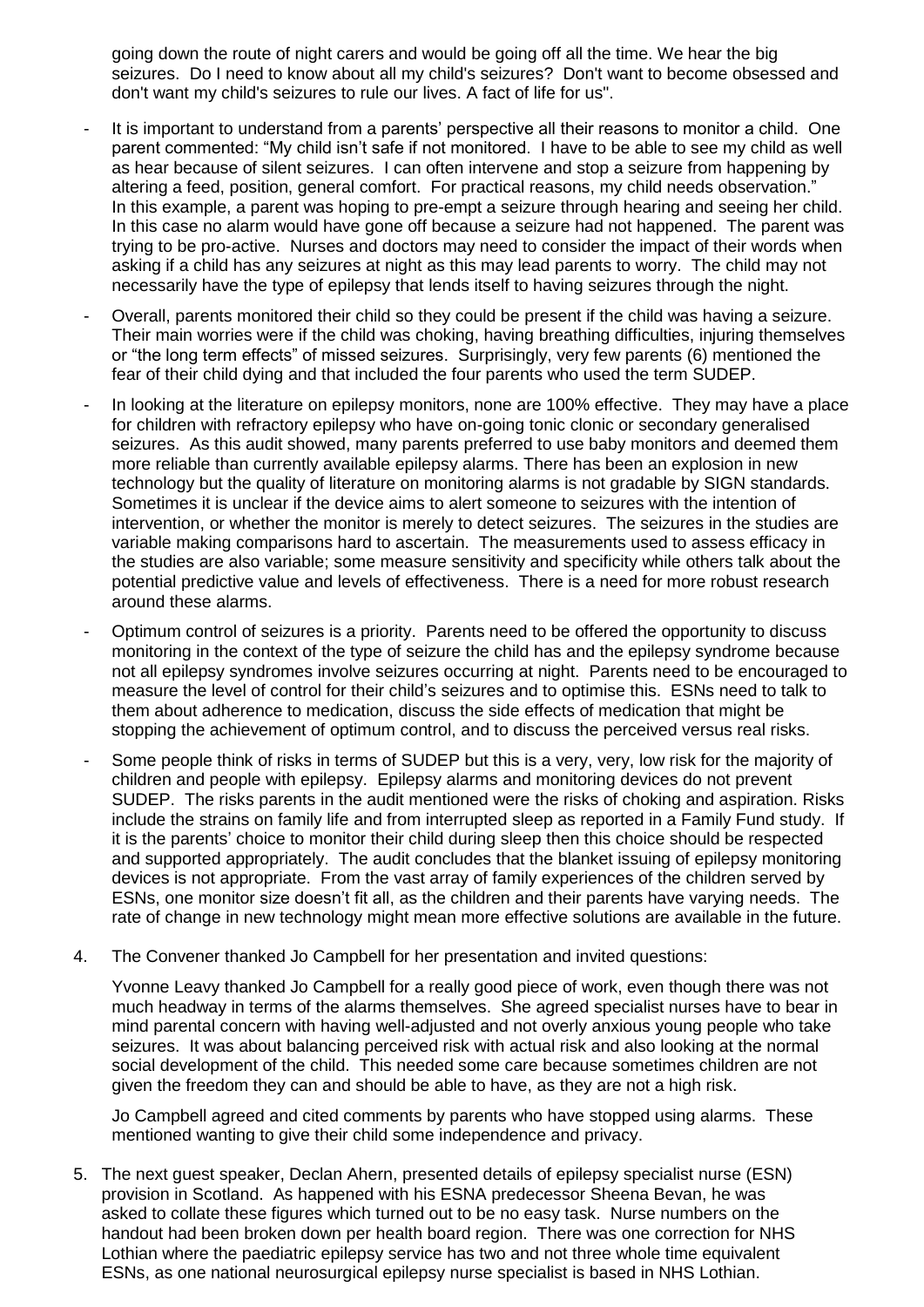going down the route of night carers and would be going off all the time. We hear the big seizures. Do I need to know about all my child's seizures? Don't want to become obsessed and don't want my child's seizures to rule our lives. A fact of life for us".

- It is important to understand from a parents' perspective all their reasons to monitor a child. One parent commented: "My child isn't safe if not monitored. I have to be able to see my child as well as hear because of silent seizures. I can often intervene and stop a seizure from happening by altering a feed, position, general comfort. For practical reasons, my child needs observation." In this example, a parent was hoping to pre-empt a seizure through hearing and seeing her child. In this case no alarm would have gone off because a seizure had not happened. The parent was trying to be pro-active. Nurses and doctors may need to consider the impact of their words when asking if a child has any seizures at night as this may lead parents to worry. The child may not necessarily have the type of epilepsy that lends itself to having seizures through the night.
- Overall, parents monitored their child so they could be present if the child was having a seizure. Their main worries were if the child was choking, having breathing difficulties, injuring themselves or "the long term effects" of missed seizures. Surprisingly, very few parents (6) mentioned the fear of their child dying and that included the four parents who used the term SUDEP.
- In looking at the literature on epilepsy monitors, none are 100% effective. They may have a place for children with refractory epilepsy who have on-going tonic clonic or secondary generalised seizures. As this audit showed, many parents preferred to use baby monitors and deemed them more reliable than currently available epilepsy alarms. There has been an explosion in new technology but the quality of literature on monitoring alarms is not gradable by SIGN standards. Sometimes it is unclear if the device aims to alert someone to seizures with the intention of intervention, or whether the monitor is merely to detect seizures. The seizures in the studies are variable making comparisons hard to ascertain. The measurements used to assess efficacy in the studies are also variable; some measure sensitivity and specificity while others talk about the potential predictive value and levels of effectiveness. There is a need for more robust research around these alarms.
- Optimum control of seizures is a priority. Parents need to be offered the opportunity to discuss monitoring in the context of the type of seizure the child has and the epilepsy syndrome because not all epilepsy syndromes involve seizures occurring at night. Parents need to be encouraged to measure the level of control for their child's seizures and to optimise this. ESNs need to talk to them about adherence to medication, discuss the side effects of medication that might be stopping the achievement of optimum control, and to discuss the perceived versus real risks.
- Some people think of risks in terms of SUDEP but this is a very, very, low risk for the majority of children and people with epilepsy. Epilepsy alarms and monitoring devices do not prevent SUDEP. The risks parents in the audit mentioned were the risks of choking and aspiration. Risks include the strains on family life and from interrupted sleep as reported in a Family Fund study. If it is the parents' choice to monitor their child during sleep then this choice should be respected and supported appropriately. The audit concludes that the blanket issuing of epilepsy monitoring devices is not appropriate. From the vast array of family experiences of the children served by ESNs, one monitor size doesn't fit all, as the children and their parents have varying needs. The rate of change in new technology might mean more effective solutions are available in the future.

4. The Convener thanked Jo Campbell for her presentation and invited questions:

   Yvonne Leavy thanked Jo Campbell for a really good piece of work, even though there was not much headway in terms of the alarms themselves. She agreed specialist nurses have to bear in mind parental concern with having well-adjusted and not overly anxious young people who take seizures. It was about balancing perceived risk with actual risk and also looking at the normal social development of the child. This needed some care because sometimes children are not given the freedom they can and should be able to have, as they are not a high risk.

   Jo Campbell agreed and cited comments by parents who have stopped using alarms. These mentioned wanting to give their child some independence and privacy.

5. The next guest speaker, Declan Ahern, presented details of epilepsy specialist nurse (ESN) provision in Scotland. As happened with his ESNA predecessor Sheena Bevan, he was asked to collate these figures which turned out to be no easy task. Nurse numbers on the handout had been broken down per health board region. There was one correction for NHS Lothian where the paediatric epilepsy service has two and not three whole time equivalent ESNs, as one national neurosurgical epilepsy nurse specialist is based in NHS Lothian.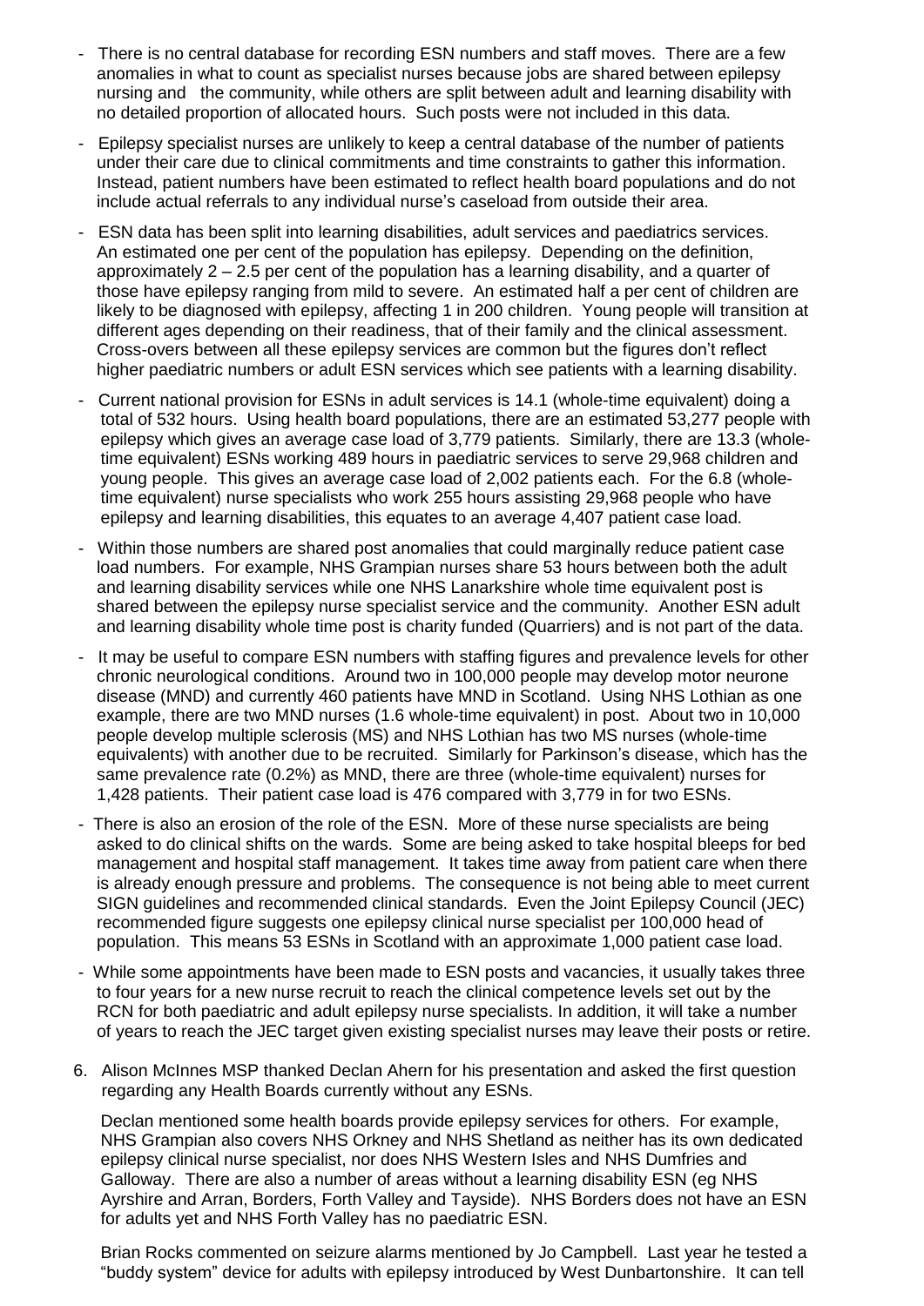- There is no central database for recording ESN numbers and staff moves. There are a few anomalies in what to count as specialist nurses because jobs are shared between epilepsy nursing and the community, while others are split between adult and learning disability with no detailed proportion of allocated hours. Such posts were not included in this data.
- Epilepsy specialist nurses are unlikely to keep a central database of the number of patients under their care due to clinical commitments and time constraints to gather this information. Instead, patient numbers have been estimated to reflect health board populations and do not include actual referrals to any individual nurse's caseload from outside their area.
- ESN data has been split into learning disabilities, adult services and paediatrics services. An estimated one per cent of the population has epilepsy. Depending on the definition, approximately 2 – 2.5 per cent of the population has a learning disability, and a quarter of those have epilepsy ranging from mild to severe. An estimated half a per cent of children are likely to be diagnosed with epilepsy, affecting 1 in 200 children. Young people will transition at different ages depending on their readiness, that of their family and the clinical assessment. Cross-overs between all these epilepsy services are common but the figures don't reflect higher paediatric numbers or adult ESN services which see patients with a learning disability.
- Current national provision for ESNs in adult services is 14.1 (whole-time equivalent) doing a total of 532 hours. Using health board populations, there are an estimated 53,277 people with epilepsy which gives an average case load of 3,779 patients. Similarly, there are 13.3 (whole-time equivalent) ESNs working 489 hours in paediatric services to serve 29,968 children and young people. This gives an average case load of 2,002 patients each. For the 6.8 (whole-time equivalent) nurse specialists who work 255 hours assisting 29,968 people who have epilepsy and learning disabilities, this equates to an average 4,407 patient case load.
- Within those numbers are shared post anomalies that could marginally reduce patient case load numbers. For example, NHS Grampian nurses share 53 hours between both the adult and learning disability services while one NHS Lanarkshire whole time equivalent post is shared between the epilepsy nurse specialist service and the community. Another ESN adult and learning disability whole time post is charity funded (Quarriers) and is not part of the data.
- It may be useful to compare ESN numbers with staffing figures and prevalence levels for other chronic neurological conditions. Around two in 100,000 people may develop motor neurone disease (MND) and currently 460 patients have MND in Scotland. Using NHS Lothian as one example, there are two MND nurses (1.6 whole-time equivalent) in post. About two in 10,000 people develop multiple sclerosis (MS) and NHS Lothian has two MS nurses (whole-time equivalents) with another due to be recruited. Similarly for Parkinson's disease, which has the same prevalence rate (0.2%) as MND, there are three (whole-time equivalent) nurses for 1,428 patients. Their patient case load is 476 compared with 3,779 in for two ESNs.
- There is also an erosion of the role of the ESN. More of these nurse specialists are being asked to do clinical shifts on the wards. Some are being asked to take hospital bleeps for bed management and hospital staff management. It takes time away from patient care when there is already enough pressure and problems. The consequence is not being able to meet current SIGN guidelines and recommended clinical standards. Even the Joint Epilepsy Council (JEC) recommended figure suggests one epilepsy clinical nurse specialist per 100,000 head of population. This means 53 ESNs in Scotland with an approximate 1,000 patient case load.
- While some appointments have been made to ESN posts and vacancies, it usually takes three to four years for a new nurse recruit to reach the clinical competence levels set out by the RCN for both paediatric and adult epilepsy nurse specialists. In addition, it will take a number of years to reach the JEC target given existing specialist nurses may leave their posts or retire.

6. Alison McInnes MSP thanked Declan Ahern for his presentation and asked the first question regarding any Health Boards currently without any ESNs.

   Declan mentioned some health boards provide epilepsy services for others. For example, NHS Grampian also covers NHS Orkney and NHS Shetland as neither has its own dedicated epilepsy clinical nurse specialist, nor does NHS Western Isles and NHS Dumfries and Galloway. There are also a number of areas without a learning disability ESN (eg NHS Ayrshire and Arran, Borders, Forth Valley and Tayside). NHS Borders does not have an ESN for adults yet and NHS Forth Valley has no paediatric ESN.

   Brian Rocks commented on seizure alarms mentioned by Jo Campbell. Last year he tested a "buddy system" device for adults with epilepsy introduced by West Dunbartonshire. It can tell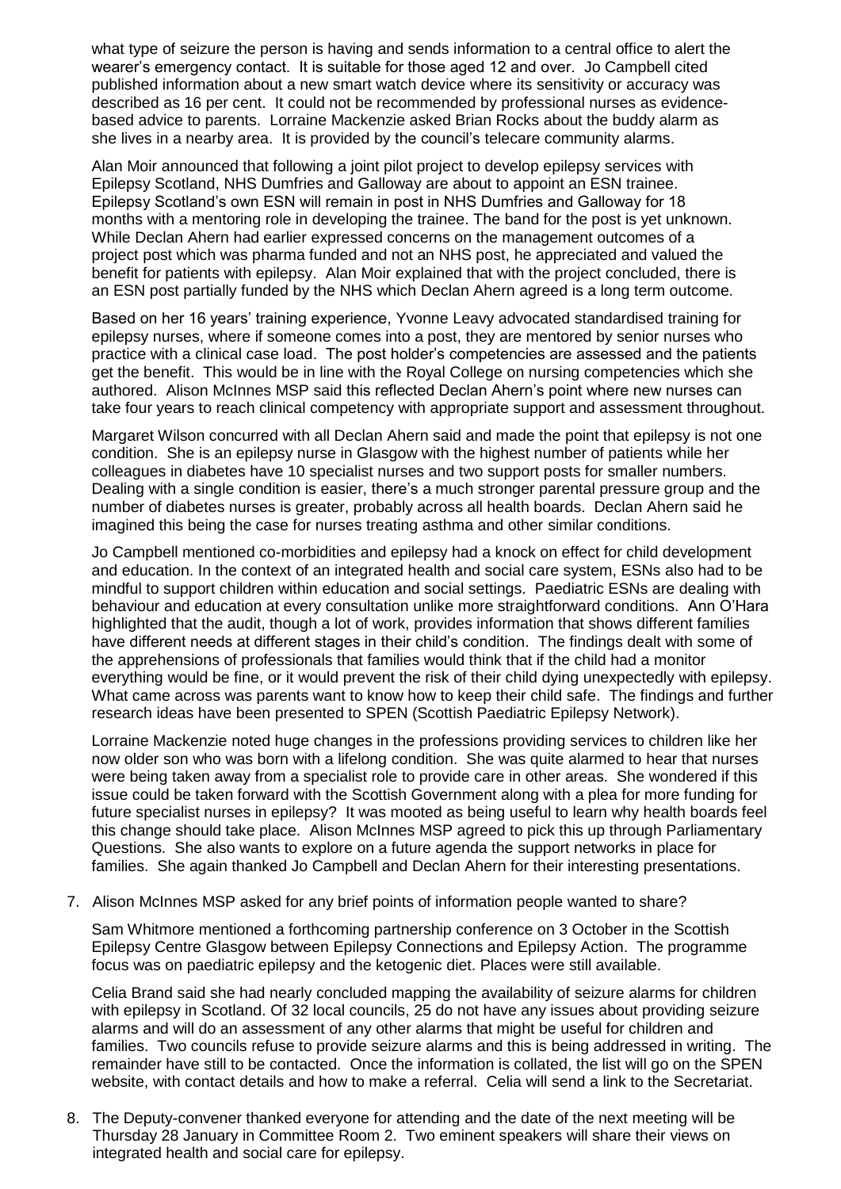what type of seizure the person is having and sends information to a central office to alert the wearer's emergency contact. It is suitable for those aged 12 and over. Jo Campbell cited published information about a new smart watch device where its sensitivity or accuracy was described as 16 per cent. It could not be recommended by professional nurses as evidence-based advice to parents. Lorraine Mackenzie asked Brian Rocks about the buddy alarm as she lives in a nearby area. It is provided by the council's telecare community alarms.

Alan Moir announced that following a joint pilot project to develop epilepsy services with Epilepsy Scotland, NHS Dumfries and Galloway are about to appoint an ESN trainee. Epilepsy Scotland's own ESN will remain in post in NHS Dumfries and Galloway for 18 months with a mentoring role in developing the trainee. The band for the post is yet unknown. While Declan Ahern had earlier expressed concerns on the management outcomes of a project post which was pharma funded and not an NHS post, he appreciated and valued the benefit for patients with epilepsy. Alan Moir explained that with the project concluded, there is an ESN post partially funded by the NHS which Declan Ahern agreed is a long term outcome.

Based on her 16 years' training experience, Yvonne Leavy advocated standardised training for epilepsy nurses, where if someone comes into a post, they are mentored by senior nurses who practice with a clinical case load. The post holder's competencies are assessed and the patients get the benefit. This would be in line with the Royal College on nursing competencies which she authored. Alison McInnes MSP said this reflected Declan Ahern's point where new nurses can take four years to reach clinical competency with appropriate support and assessment throughout.

Margaret Wilson concurred with all Declan Ahern said and made the point that epilepsy is not one condition. She is an epilepsy nurse in Glasgow with the highest number of patients while her colleagues in diabetes have 10 specialist nurses and two support posts for smaller numbers. Dealing with a single condition is easier, there's a much stronger parental pressure group and the number of diabetes nurses is greater, probably across all health boards. Declan Ahern said he imagined this being the case for nurses treating asthma and other similar conditions.

Jo Campbell mentioned co-morbidities and epilepsy had a knock on effect for child development and education. In the context of an integrated health and social care system, ESNs also had to be mindful to support children within education and social settings. Paediatric ESNs are dealing with behaviour and education at every consultation unlike more straightforward conditions. Ann O'Hara highlighted that the audit, though a lot of work, provides information that shows different families have different needs at different stages in their child's condition. The findings dealt with some of the apprehensions of professionals that families would think that if the child had a monitor everything would be fine, or it would prevent the risk of their child dying unexpectedly with epilepsy. What came across was parents want to know how to keep their child safe. The findings and further research ideas have been presented to SPEN (Scottish Paediatric Epilepsy Network).

Lorraine Mackenzie noted huge changes in the professions providing services to children like her now older son who was born with a lifelong condition. She was quite alarmed to hear that nurses were being taken away from a specialist role to provide care in other areas. She wondered if this issue could be taken forward with the Scottish Government along with a plea for more funding for future specialist nurses in epilepsy? It was mooted as being useful to learn why health boards feel this change should take place. Alison McInnes MSP agreed to pick this up through Parliamentary Questions. She also wants to explore on a future agenda the support networks in place for families. She again thanked Jo Campbell and Declan Ahern for their interesting presentations.

7. Alison McInnes MSP asked for any brief points of information people wanted to share?

   Sam Whitmore mentioned a forthcoming partnership conference on 3 October in the Scottish Epilepsy Centre Glasgow between Epilepsy Connections and Epilepsy Action. The programme focus was on paediatric epilepsy and the ketogenic diet. Places were still available.

   Celia Brand said she had nearly concluded mapping the availability of seizure alarms for children with epilepsy in Scotland. Of 32 local councils, 25 do not have any issues about providing seizure alarms and will do an assessment of any other alarms that might be useful for children and families. Two councils refuse to provide seizure alarms and this is being addressed in writing. The remainder have still to be contacted. Once the information is collated, the list will go on the SPEN website, with contact details and how to make a referral. Celia will send a link to the Secretariat.

8. The Deputy-convener thanked everyone for attending and the date of the next meeting will be Thursday 28 January in Committee Room 2. Two eminent speakers will share their views on integrated health and social care for epilepsy.